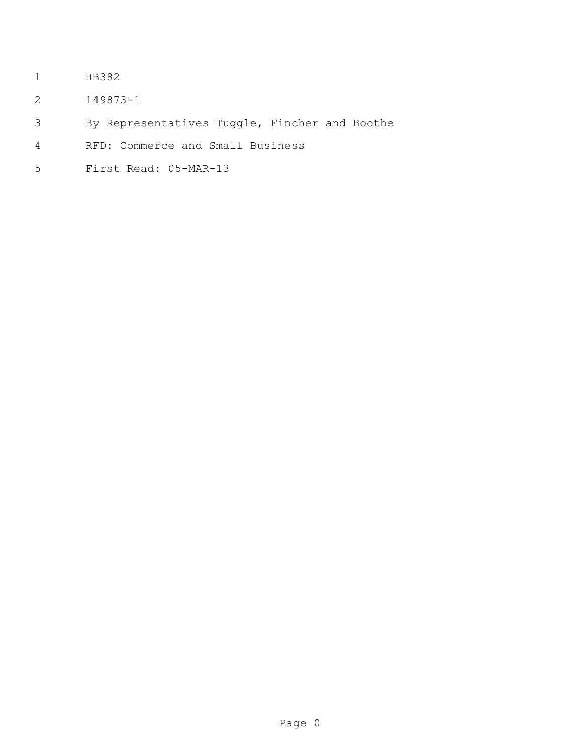HB382

149873-1

By Representatives Tuggle, Fincher and Boothe

RFD: Commerce and Small Business

First Read: 05-MAR-13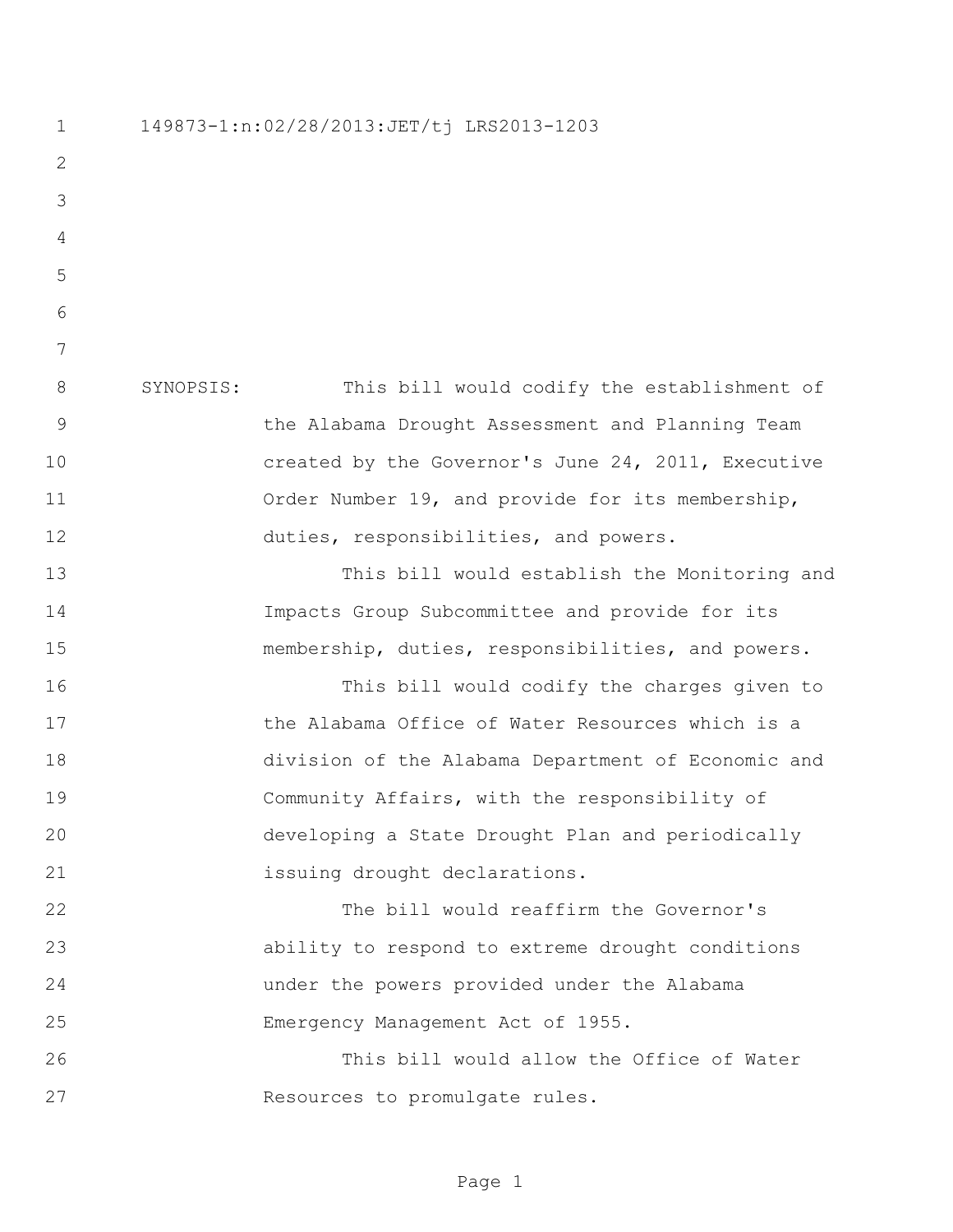149873-1:n:02/28/2013:JET/tj LRS2013-1203

SYNOPSIS: This bill would codify the establishment of the Alabama Drought Assessment and Planning Team created by the Governor's June 24, 2011, Executive Order Number 19, and provide for its membership, duties, responsibilities, and powers.

This bill would establish the Monitoring and Impacts Group Subcommittee and provide for its membership, duties, responsibilities, and powers.

This bill would codify the charges given to the Alabama Office of Water Resources which is a division of the Alabama Department of Economic and Community Affairs, with the responsibility of developing a State Drought Plan and periodically issuing drought declarations.

The bill would reaffirm the Governor's ability to respond to extreme drought conditions under the powers provided under the Alabama Emergency Management Act of 1955.

This bill would allow the Office of Water Resources to promulgate rules.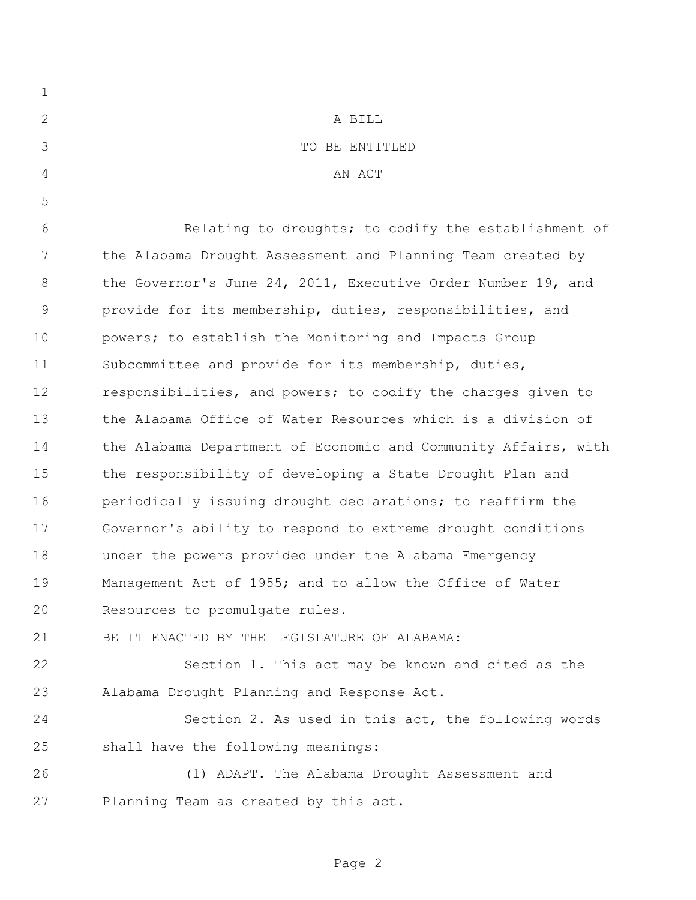A BILL

TO BE ENTITLED

AN ACT

Relating to droughts; to codify the establishment of the Alabama Drought Assessment and Planning Team created by the Governor's June 24, 2011, Executive Order Number 19, and provide for its membership, duties, responsibilities, and powers; to establish the Monitoring and Impacts Group Subcommittee and provide for its membership, duties, responsibilities, and powers; to codify the charges given to the Alabama Office of Water Resources which is a division of the Alabama Department of Economic and Community Affairs, with the responsibility of developing a State Drought Plan and periodically issuing drought declarations; to reaffirm the Governor's ability to respond to extreme drought conditions under the powers provided under the Alabama Emergency Management Act of 1955; and to allow the Office of Water Resources to promulgate rules.

BE IT ENACTED BY THE LEGISLATURE OF ALABAMA:

Section 1. This act may be known and cited as the Alabama Drought Planning and Response Act.

Section 2. As used in this act, the following words shall have the following meanings:

(1) ADAPT. The Alabama Drought Assessment and Planning Team as created by this act.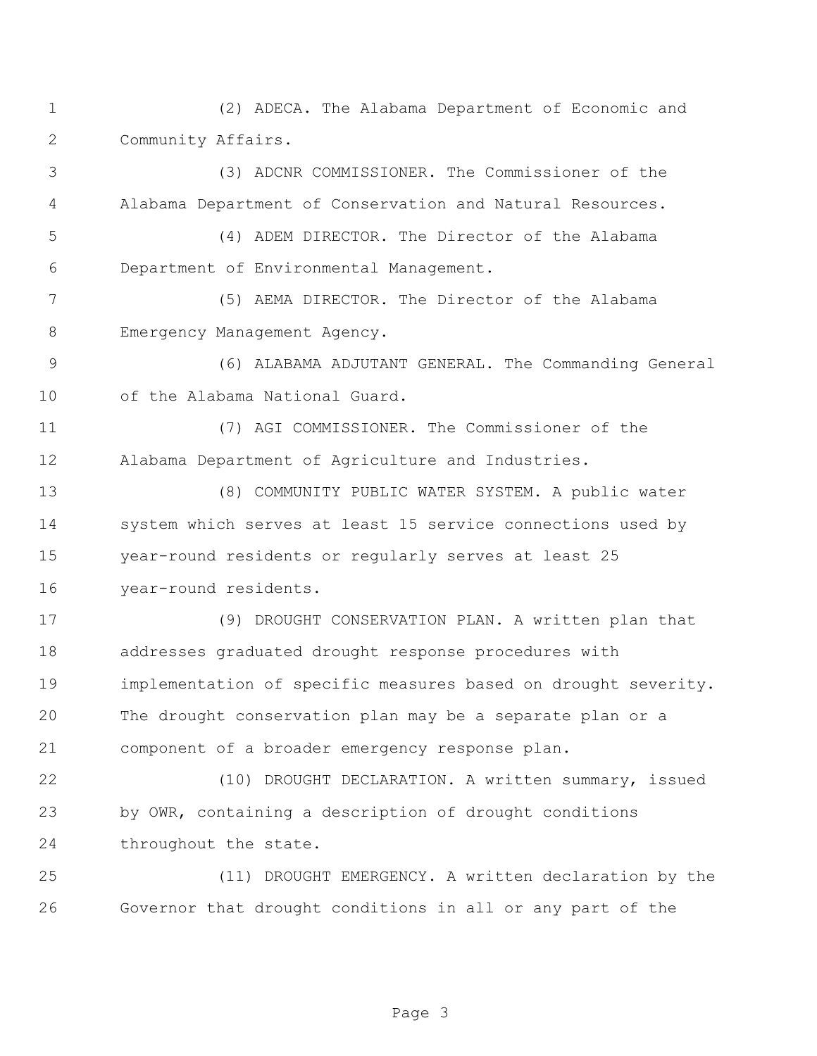(2) ADECA. The Alabama Department of Economic and Community Affairs.

(3) ADCNR COMMISSIONER. The Commissioner of the Alabama Department of Conservation and Natural Resources.

(4) ADEM DIRECTOR. The Director of the Alabama Department of Environmental Management.

(5) AEMA DIRECTOR. The Director of the Alabama Emergency Management Agency.

(6) ALABAMA ADJUTANT GENERAL. The Commanding General of the Alabama National Guard.

(7) AGI COMMISSIONER. The Commissioner of the Alabama Department of Agriculture and Industries.

(8) COMMUNITY PUBLIC WATER SYSTEM. A public water system which serves at least 15 service connections used by year-round residents or regularly serves at least 25 year-round residents.

(9) DROUGHT CONSERVATION PLAN. A written plan that addresses graduated drought response procedures with implementation of specific measures based on drought severity. The drought conservation plan may be a separate plan or a component of a broader emergency response plan.

(10) DROUGHT DECLARATION. A written summary, issued by OWR, containing a description of drought conditions throughout the state.

(11) DROUGHT EMERGENCY. A written declaration by the Governor that drought conditions in all or any part of the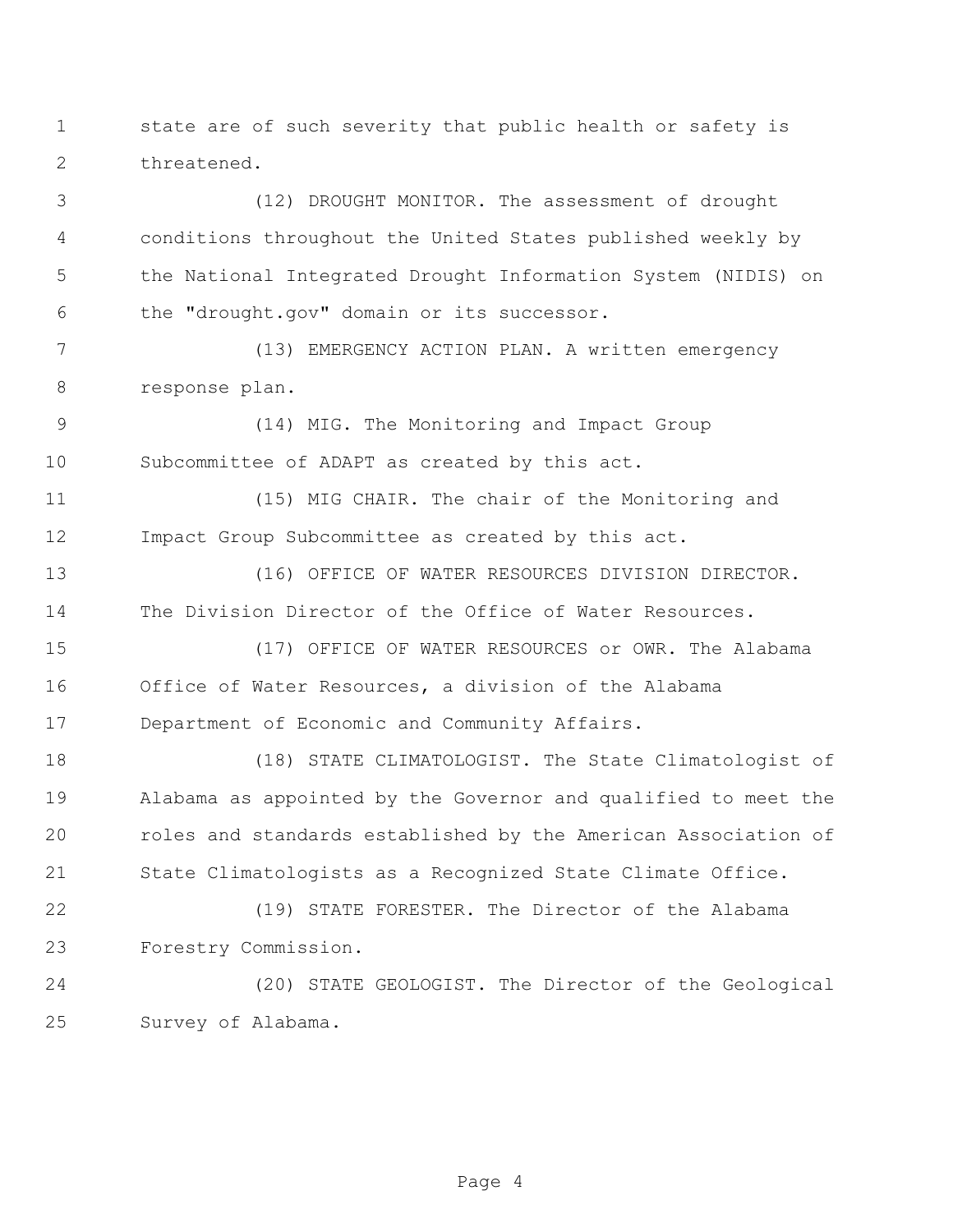state are of such severity that public health or safety is threatened.

(12) DROUGHT MONITOR. The assessment of drought conditions throughout the United States published weekly by the National Integrated Drought Information System (NIDIS) on the "drought.gov" domain or its successor.

(13) EMERGENCY ACTION PLAN. A written emergency response plan.

(14) MIG. The Monitoring and Impact Group Subcommittee of ADAPT as created by this act.

(15) MIG CHAIR. The chair of the Monitoring and Impact Group Subcommittee as created by this act.

(16) OFFICE OF WATER RESOURCES DIVISION DIRECTOR. The Division Director of the Office of Water Resources.

(17) OFFICE OF WATER RESOURCES or OWR. The Alabama Office of Water Resources, a division of the Alabama Department of Economic and Community Affairs.

(18) STATE CLIMATOLOGIST. The State Climatologist of Alabama as appointed by the Governor and qualified to meet the roles and standards established by the American Association of State Climatologists as a Recognized State Climate Office.

(19) STATE FORESTER. The Director of the Alabama Forestry Commission.

(20) STATE GEOLOGIST. The Director of the Geological Survey of Alabama.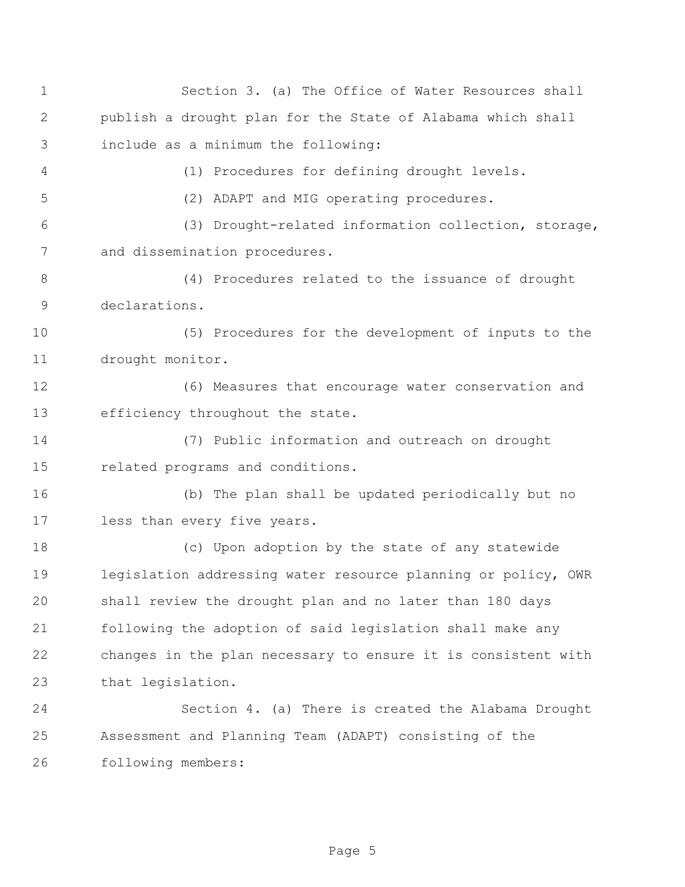Section 3. (a) The Office of Water Resources shall publish a drought plan for the State of Alabama which shall include as a minimum the following:

(1) Procedures for defining drought levels.

(2) ADAPT and MIG operating procedures.

(3) Drought-related information collection, storage, and dissemination procedures.

(4) Procedures related to the issuance of drought declarations.

(5) Procedures for the development of inputs to the drought monitor.

(6) Measures that encourage water conservation and efficiency throughout the state.

(7) Public information and outreach on drought related programs and conditions.

(b) The plan shall be updated periodically but no less than every five years.

(c) Upon adoption by the state of any statewide legislation addressing water resource planning or policy, OWR shall review the drought plan and no later than 180 days following the adoption of said legislation shall make any changes in the plan necessary to ensure it is consistent with that legislation.

Section 4. (a) There is created the Alabama Drought Assessment and Planning Team (ADAPT) consisting of the following members: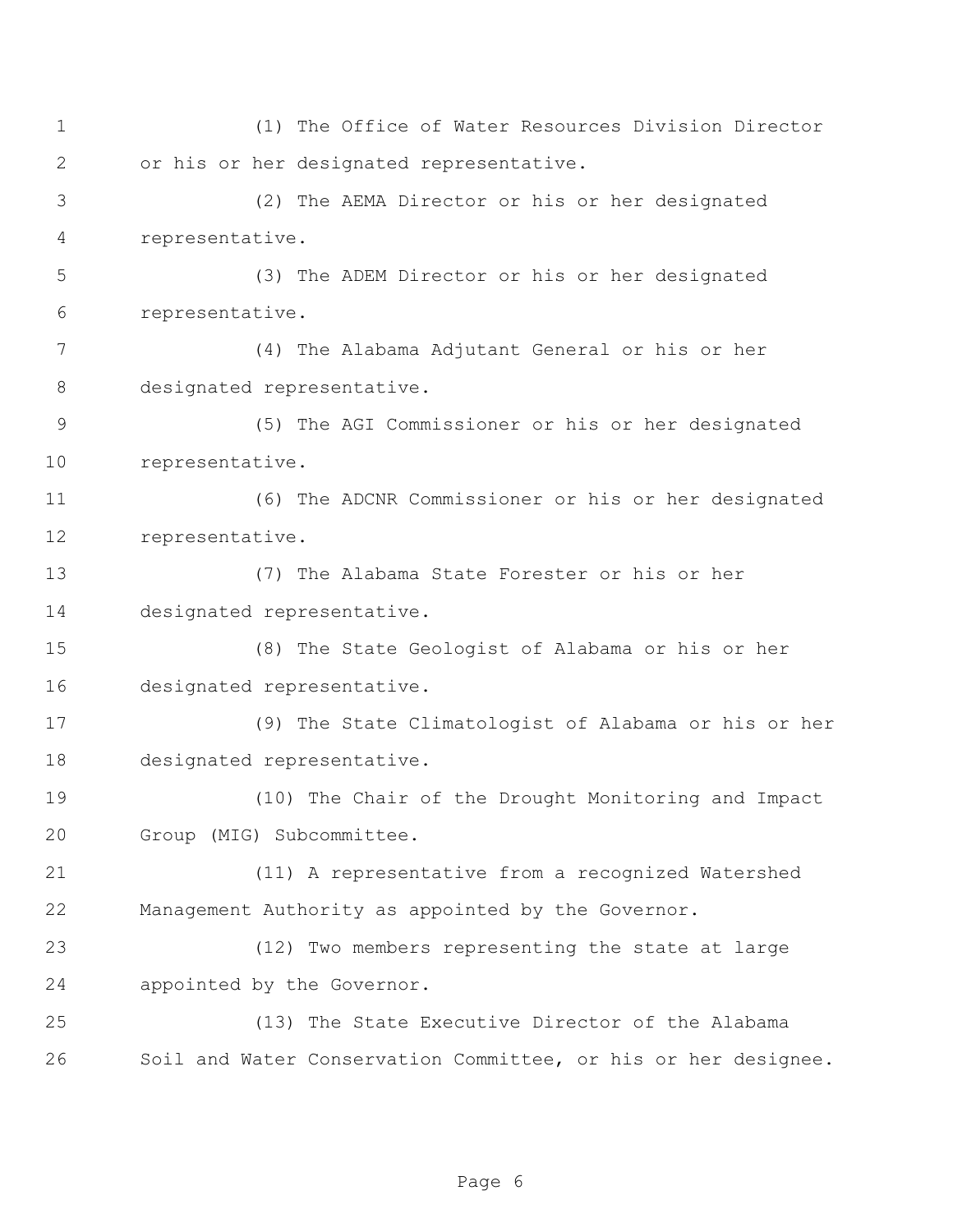(1) The Office of Water Resources Division Director or his or her designated representative.

(2) The AEMA Director or his or her designated representative.

(3) The ADEM Director or his or her designated representative.

(4) The Alabama Adjutant General or his or her designated representative.

(5) The AGI Commissioner or his or her designated representative.

(6) The ADCNR Commissioner or his or her designated representative.

(7) The Alabama State Forester or his or her designated representative.

(8) The State Geologist of Alabama or his or her designated representative.

(9) The State Climatologist of Alabama or his or her designated representative.

(10) The Chair of the Drought Monitoring and Impact Group (MIG) Subcommittee.

(11) A representative from a recognized Watershed Management Authority as appointed by the Governor.

(12) Two members representing the state at large appointed by the Governor.

(13) The State Executive Director of the Alabama Soil and Water Conservation Committee, or his or her designee.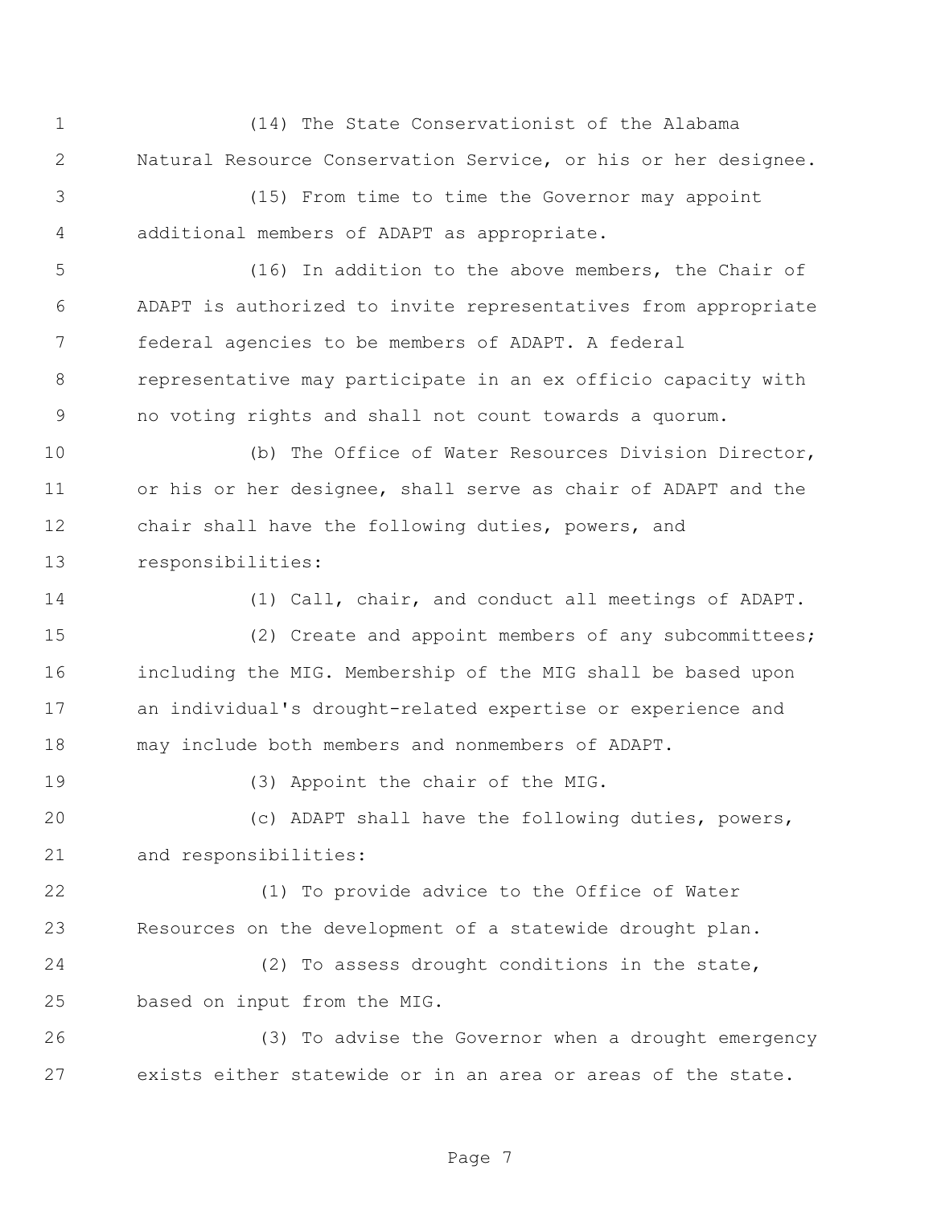(14) The State Conservationist of the Alabama Natural Resource Conservation Service, or his or her designee.

(15) From time to time the Governor may appoint additional members of ADAPT as appropriate.

(16) In addition to the above members, the Chair of ADAPT is authorized to invite representatives from appropriate federal agencies to be members of ADAPT. A federal representative may participate in an ex officio capacity with no voting rights and shall not count towards a quorum.

(b) The Office of Water Resources Division Director, or his or her designee, shall serve as chair of ADAPT and the chair shall have the following duties, powers, and responsibilities:

(1) Call, chair, and conduct all meetings of ADAPT.

(2) Create and appoint members of any subcommittees; including the MIG. Membership of the MIG shall be based upon an individual's drought-related expertise or experience and may include both members and nonmembers of ADAPT.

(3) Appoint the chair of the MIG.

(c) ADAPT shall have the following duties, powers, and responsibilities:

(1) To provide advice to the Office of Water Resources on the development of a statewide drought plan.

(2) To assess drought conditions in the state, based on input from the MIG.

(3) To advise the Governor when a drought emergency exists either statewide or in an area or areas of the state.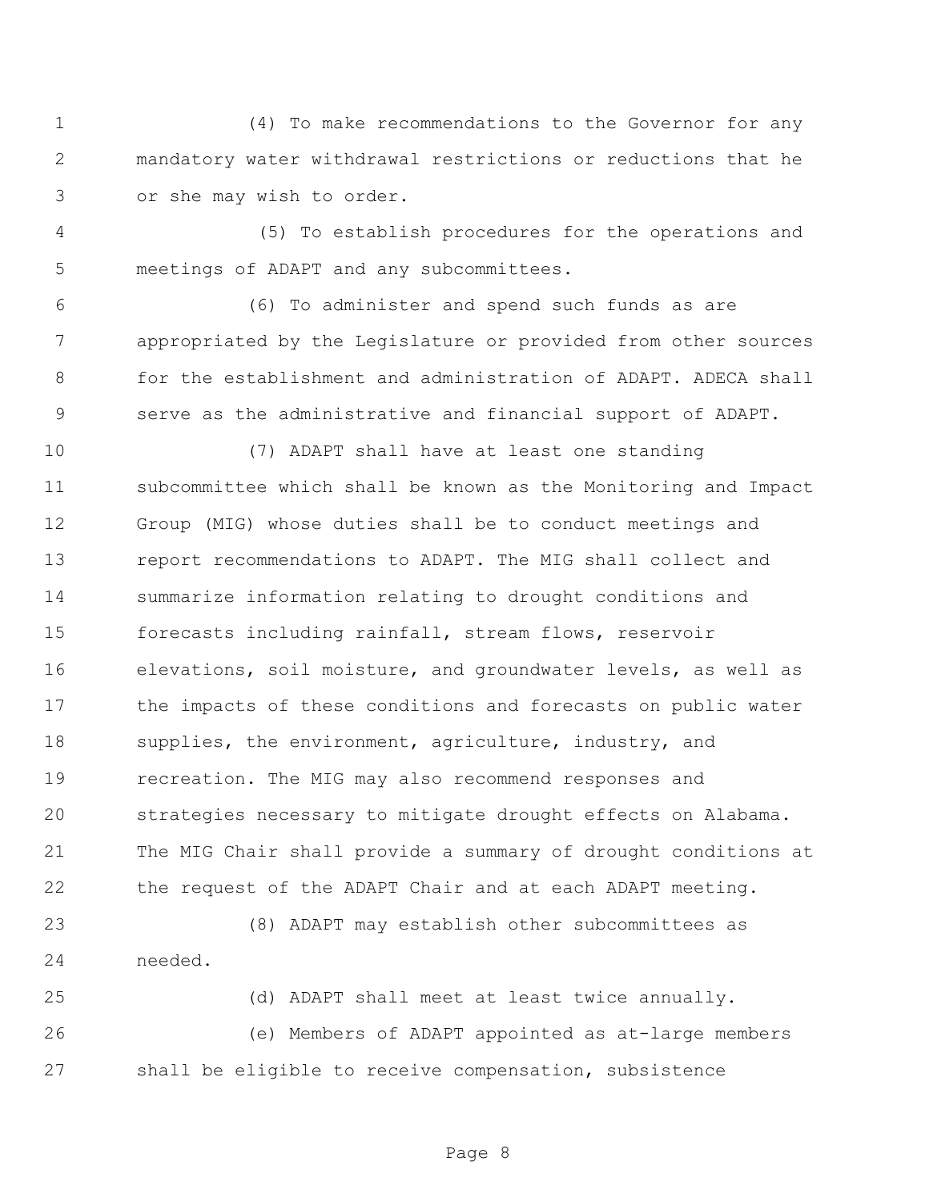(4) To make recommendations to the Governor for any mandatory water withdrawal restrictions or reductions that he or she may wish to order.

(5) To establish procedures for the operations and meetings of ADAPT and any subcommittees.

(6) To administer and spend such funds as are appropriated by the Legislature or provided from other sources for the establishment and administration of ADAPT. ADECA shall serve as the administrative and financial support of ADAPT.

(7) ADAPT shall have at least one standing subcommittee which shall be known as the Monitoring and Impact Group (MIG) whose duties shall be to conduct meetings and report recommendations to ADAPT. The MIG shall collect and summarize information relating to drought conditions and forecasts including rainfall, stream flows, reservoir elevations, soil moisture, and groundwater levels, as well as the impacts of these conditions and forecasts on public water supplies, the environment, agriculture, industry, and recreation. The MIG may also recommend responses and strategies necessary to mitigate drought effects on Alabama. The MIG Chair shall provide a summary of drought conditions at the request of the ADAPT Chair and at each ADAPT meeting.

(8) ADAPT may establish other subcommittees as needed.

(d) ADAPT shall meet at least twice annually.

(e) Members of ADAPT appointed as at-large members shall be eligible to receive compensation, subsistence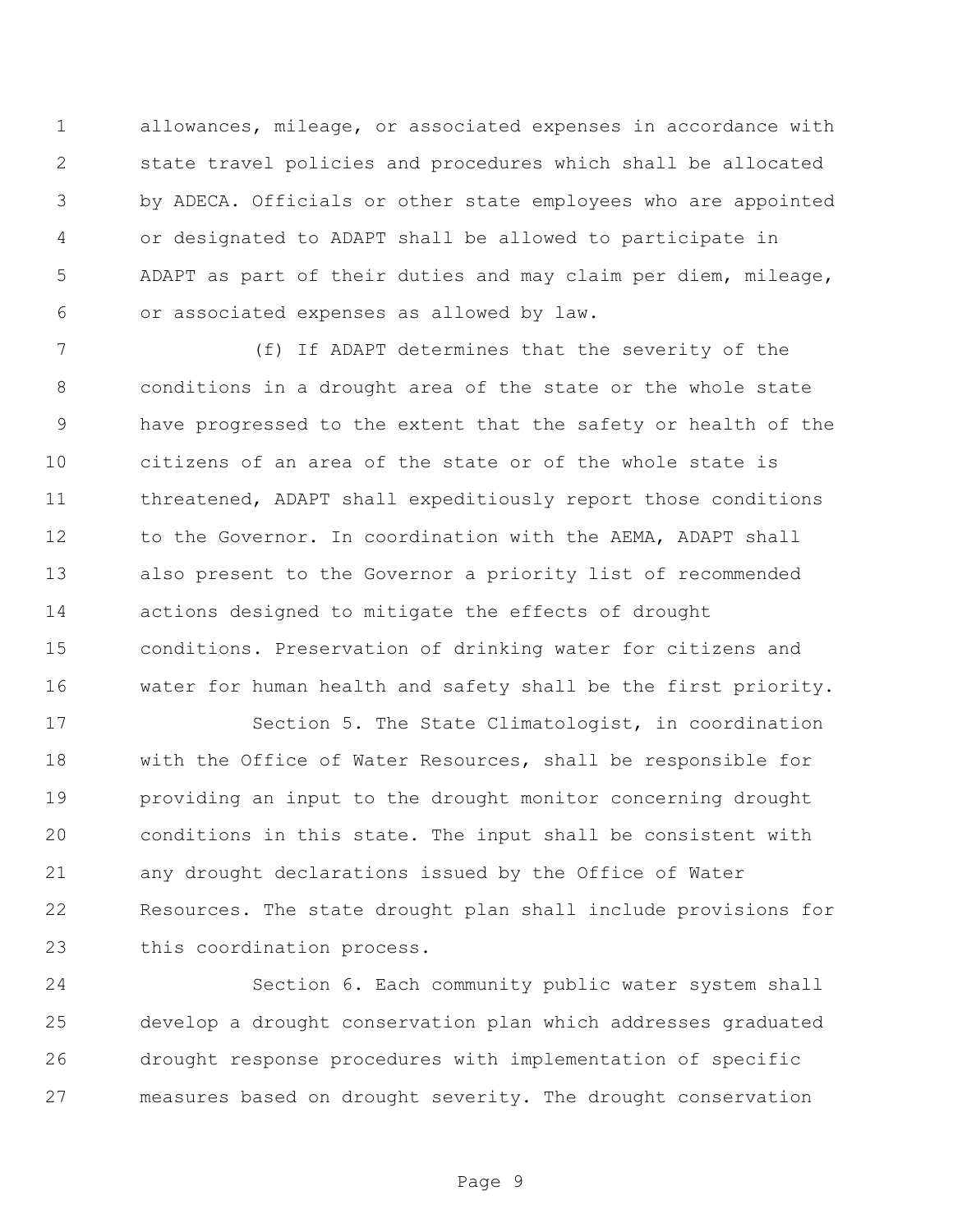allowances, mileage, or associated expenses in accordance with state travel policies and procedures which shall be allocated by ADECA. Officials or other state employees who are appointed or designated to ADAPT shall be allowed to participate in ADAPT as part of their duties and may claim per diem, mileage, or associated expenses as allowed by law.

(f) If ADAPT determines that the severity of the conditions in a drought area of the state or the whole state have progressed to the extent that the safety or health of the citizens of an area of the state or of the whole state is threatened, ADAPT shall expeditiously report those conditions to the Governor. In coordination with the AEMA, ADAPT shall also present to the Governor a priority list of recommended actions designed to mitigate the effects of drought conditions. Preservation of drinking water for citizens and water for human health and safety shall be the first priority.

Section 5. The State Climatologist, in coordination with the Office of Water Resources, shall be responsible for providing an input to the drought monitor concerning drought conditions in this state. The input shall be consistent with any drought declarations issued by the Office of Water Resources. The state drought plan shall include provisions for this coordination process.

Section 6. Each community public water system shall develop a drought conservation plan which addresses graduated drought response procedures with implementation of specific measures based on drought severity. The drought conservation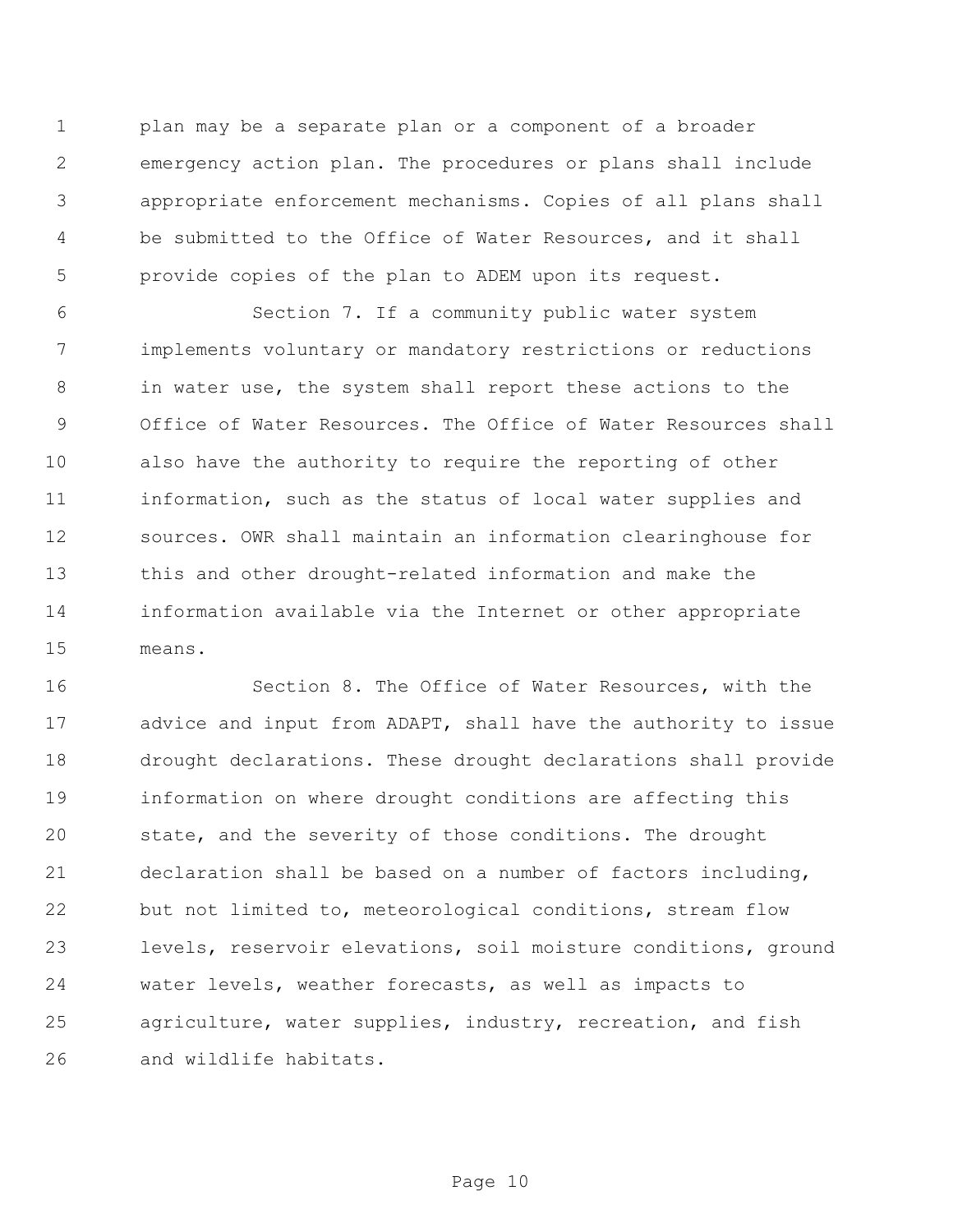plan may be a separate plan or a component of a broader emergency action plan. The procedures or plans shall include appropriate enforcement mechanisms. Copies of all plans shall be submitted to the Office of Water Resources, and it shall provide copies of the plan to ADEM upon its request.

Section 7. If a community public water system implements voluntary or mandatory restrictions or reductions in water use, the system shall report these actions to the Office of Water Resources. The Office of Water Resources shall also have the authority to require the reporting of other information, such as the status of local water supplies and sources. OWR shall maintain an information clearinghouse for this and other drought-related information and make the information available via the Internet or other appropriate means.

Section 8. The Office of Water Resources, with the advice and input from ADAPT, shall have the authority to issue drought declarations. These drought declarations shall provide information on where drought conditions are affecting this state, and the severity of those conditions. The drought declaration shall be based on a number of factors including, but not limited to, meteorological conditions, stream flow levels, reservoir elevations, soil moisture conditions, ground water levels, weather forecasts, as well as impacts to agriculture, water supplies, industry, recreation, and fish and wildlife habitats.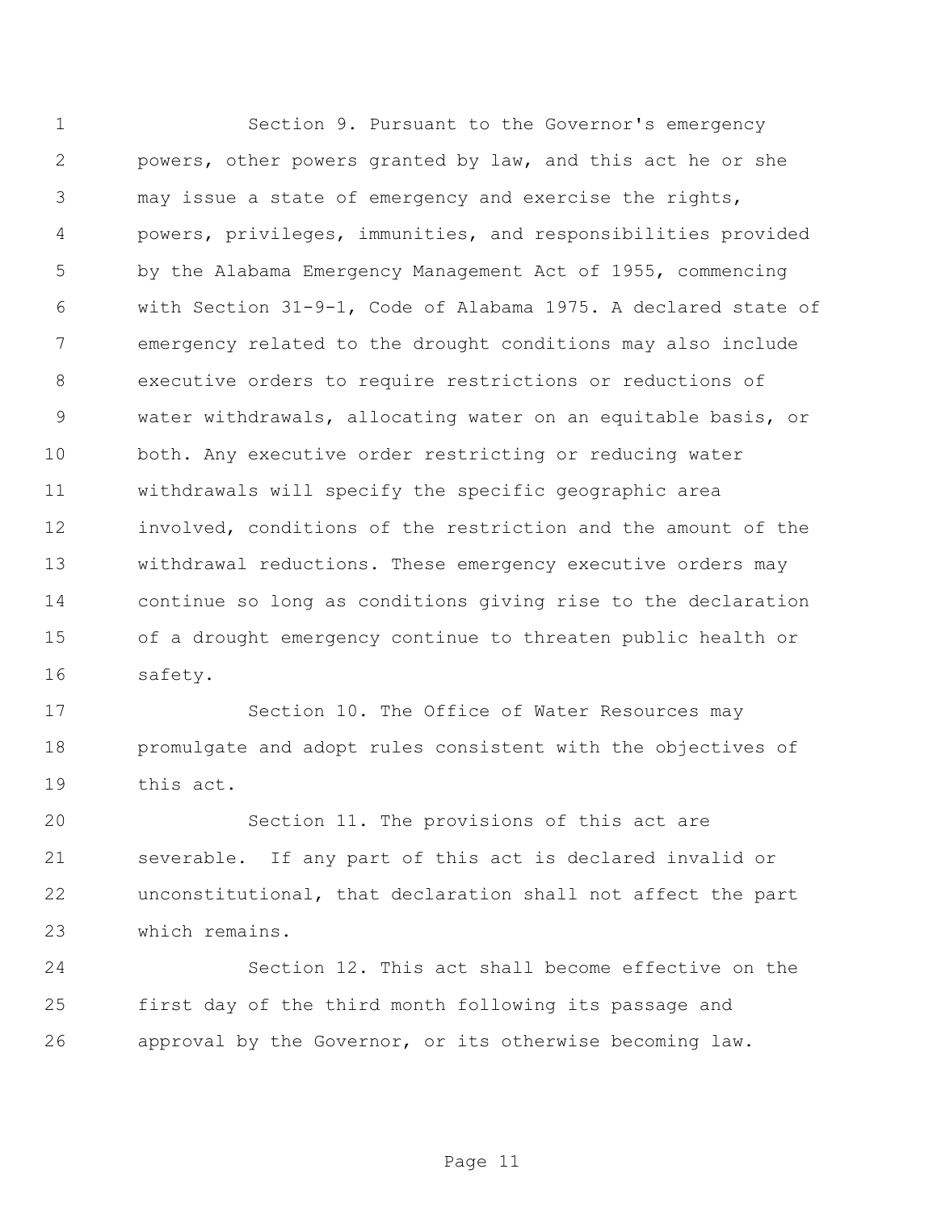Section 9. Pursuant to the Governor's emergency powers, other powers granted by law, and this act he or she may issue a state of emergency and exercise the rights, powers, privileges, immunities, and responsibilities provided by the Alabama Emergency Management Act of 1955, commencing with Section 31-9-1, Code of Alabama 1975. A declared state of emergency related to the drought conditions may also include executive orders to require restrictions or reductions of water withdrawals, allocating water on an equitable basis, or both. Any executive order restricting or reducing water withdrawals will specify the specific geographic area involved, conditions of the restriction and the amount of the withdrawal reductions. These emergency executive orders may continue so long as conditions giving rise to the declaration of a drought emergency continue to threaten public health or safety.

Section 10. The Office of Water Resources may promulgate and adopt rules consistent with the objectives of this act.

Section 11. The provisions of this act are severable. If any part of this act is declared invalid or unconstitutional, that declaration shall not affect the part which remains.

Section 12. This act shall become effective on the first day of the third month following its passage and approval by the Governor, or its otherwise becoming law.